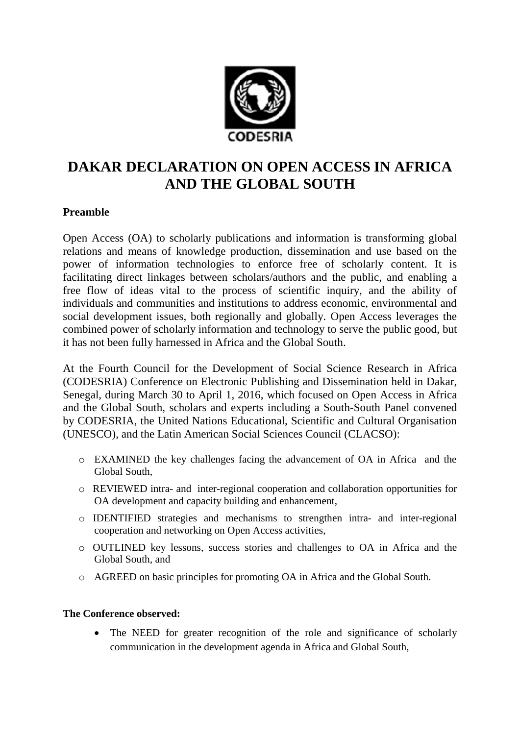CODESRIA

# DAKAR DECLARATION ON OPEN ACCESS IN AFRICA AND THE GLOBAL SOUTH

**Preamble**

Open Access (OA) to scholarly publications and information is transforming global relations and means of knowledge production, dissemination and use based on the power of information technologies to enforce free of scholarly content. It is facilitating direct linkages between scholars/authors and the public, and enabling a free flow of ideas vital to the process of scientific inquiry, and the ability of individuals and communities and institutions to address economic, environmental and social development issues, both regionally and globally. Open Access leverages the combined power of scholarly information and technology to serve the public good, but it has not been fully harnessed in Africa and the Global South.

At the Fourth Council for the Development of Social Science Research in Africa (CODESRIA) Conference on Electronic Publishing and Dissemination held in Dakar, Senegal, during March 30 to April 1, 2016, which focused on Open Access in Africa and the Global South, scholars and experts including a South-South Panel convened by CODESRIA, the United Nations Educational, Scientific and Cultural Organisation (UNESCO), and the Latin American Social Sciences Council (CLACSO):

- EXAMINED the key challenges facing the advancement of OA in Africa and the Global South,
- REVIEWED intra- and inter-regional cooperation and collaboration opportunities for OA development and capacity building and enhancement,
- IDENTIFIED strategies and mechanisms to strengthen intra- and inter-regional cooperation and networking on Open Access activities,
- OUTLINED key lessons, success stories and challenges to OA in Africa and the Global South, and
- AGREED on basic principles for promoting OA in Africa and the Global South.

**The Conference observed:**

- The NEED for greater recognition of the role and significance of scholarly communication in the development agenda in Africa and Global South,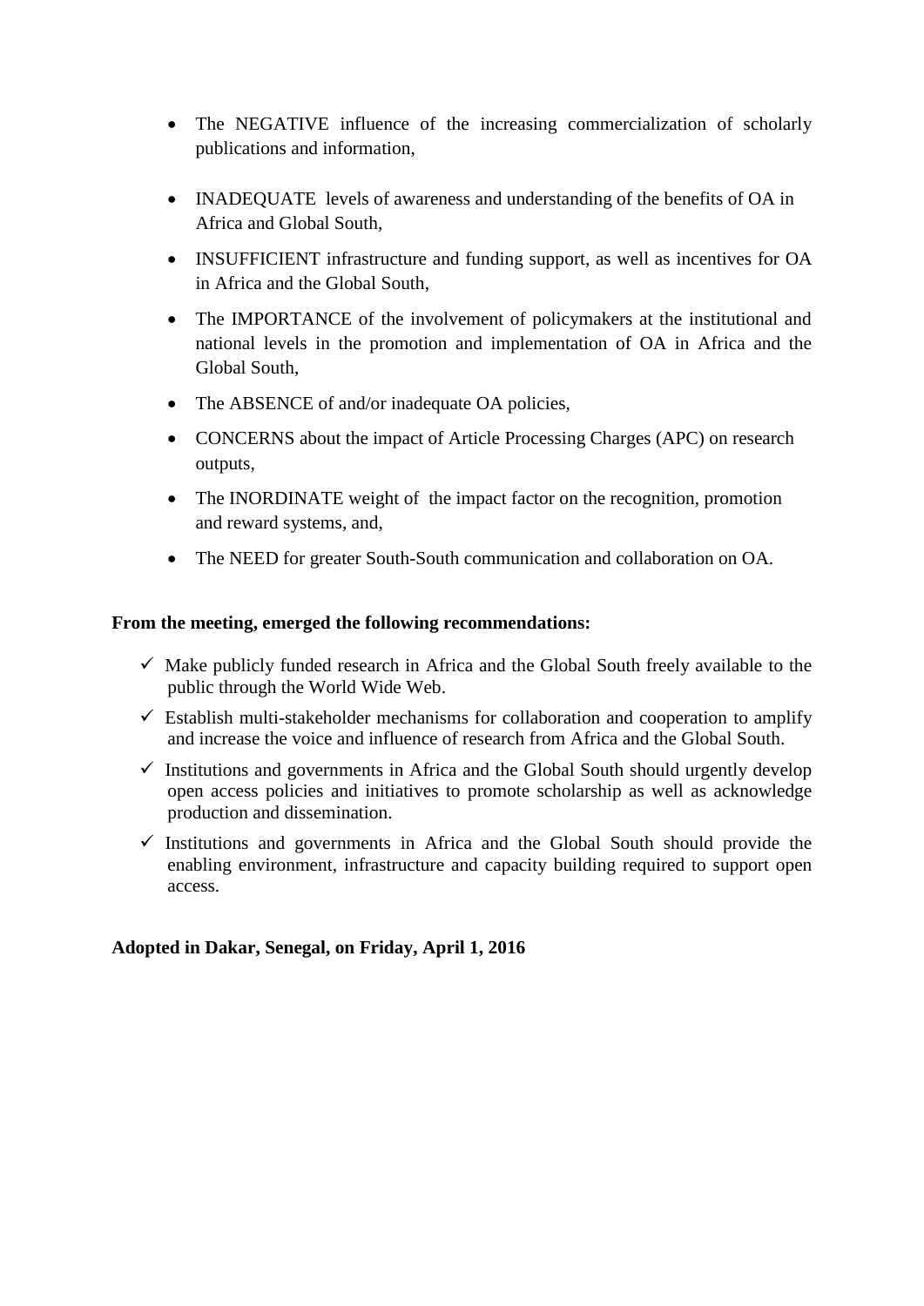- The NEGATIVE influence of the increasing commercialization of scholarly publications and information,
- INADEQUATE levels of awareness and understanding of the benefits of OA in Africa and Global South,
- INSUFFICIENT infrastructure and funding support, as well as incentives for OA in Africa and the Global South,
- The IMPORTANCE of the involvement of policymakers at the institutional and national levels in the promotion and implementation of OA in Africa and the Global South,
- The ABSENCE of and/or inadequate OA policies,
- CONCERNS about the impact of Article Processing Charges (APC) on research outputs,
- The INORDINATE weight of the impact factor on the recognition, promotion and reward systems, and,
- The NEED for greater South-South communication and collaboration on OA.

**From the meeting, emerged the following recommendations:**

- ✓ Make publicly funded research in Africa and the Global South freely available to the public through the World Wide Web.
- ✓ Establish multi-stakeholder mechanisms for collaboration and cooperation to amplify and increase the voice and influence of research from Africa and the Global South.
- ✓ Institutions and governments in Africa and the Global South should urgently develop open access policies and initiatives to promote scholarship as well as acknowledge production and dissemination.
- ✓ Institutions and governments in Africa and the Global South should provide the enabling environment, infrastructure and capacity building required to support open access.

**Adopted in Dakar, Senegal, on Friday, April 1, 2016**